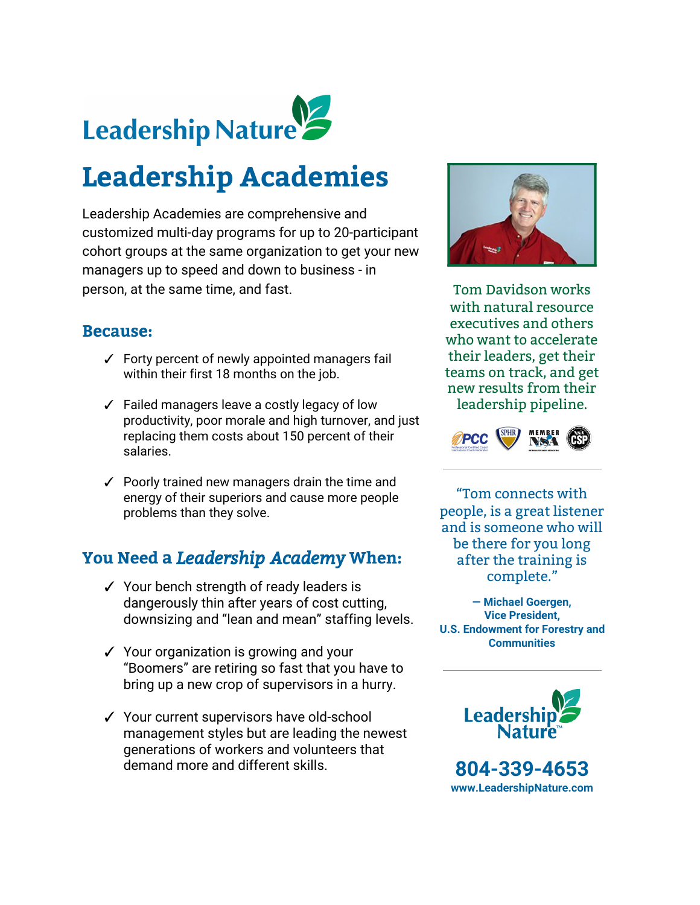Leadership Nature

# Leadership Academies

Leadership Academies are comprehensive and customized multi-day programs for up to 20-participant cohort groups at the same organization to get your new managers up to speed and down to business - in person, at the same time, and fast.

## Because:

- ✓ Forty percent of newly appointed managers fail within their first 18 months on the job.
- ✓ Failed managers leave a costly legacy of low productivity, poor morale and high turnover, and just replacing them costs about 150 percent of their salaries.
- ✓ Poorly trained new managers drain the time and energy of their superiors and cause more people problems than they solve.

## You Need a *Leadership Academy* When:

- ✓ Your bench strength of ready leaders is dangerously thin after years of cost cutting, downsizing and "lean and mean" staffing levels.
- ✓ Your organization is growing and your "Boomers" are retiring so fast that you have to bring up a new crop of supervisors in a hurry.
- ✓ Your current supervisors have old-school management styles but are leading the newest generations of workers and volunteers that demand more and different skills.

Tom Davidson works with natural resource executives and others who want to accelerate their leaders, get their teams on track, and get new results from their leadership pipeline.

PCC | SPHR | MEMBER NSA | CSP

"Tom connects with people, is a great listener and is someone who will be there for you long after the training is complete."

**— Michael Goergen, Vice President, U.S. Endowment for Forestry and Communities**

Leadership Nature™

**804-339-4653**

**www.LeadershipNature.com**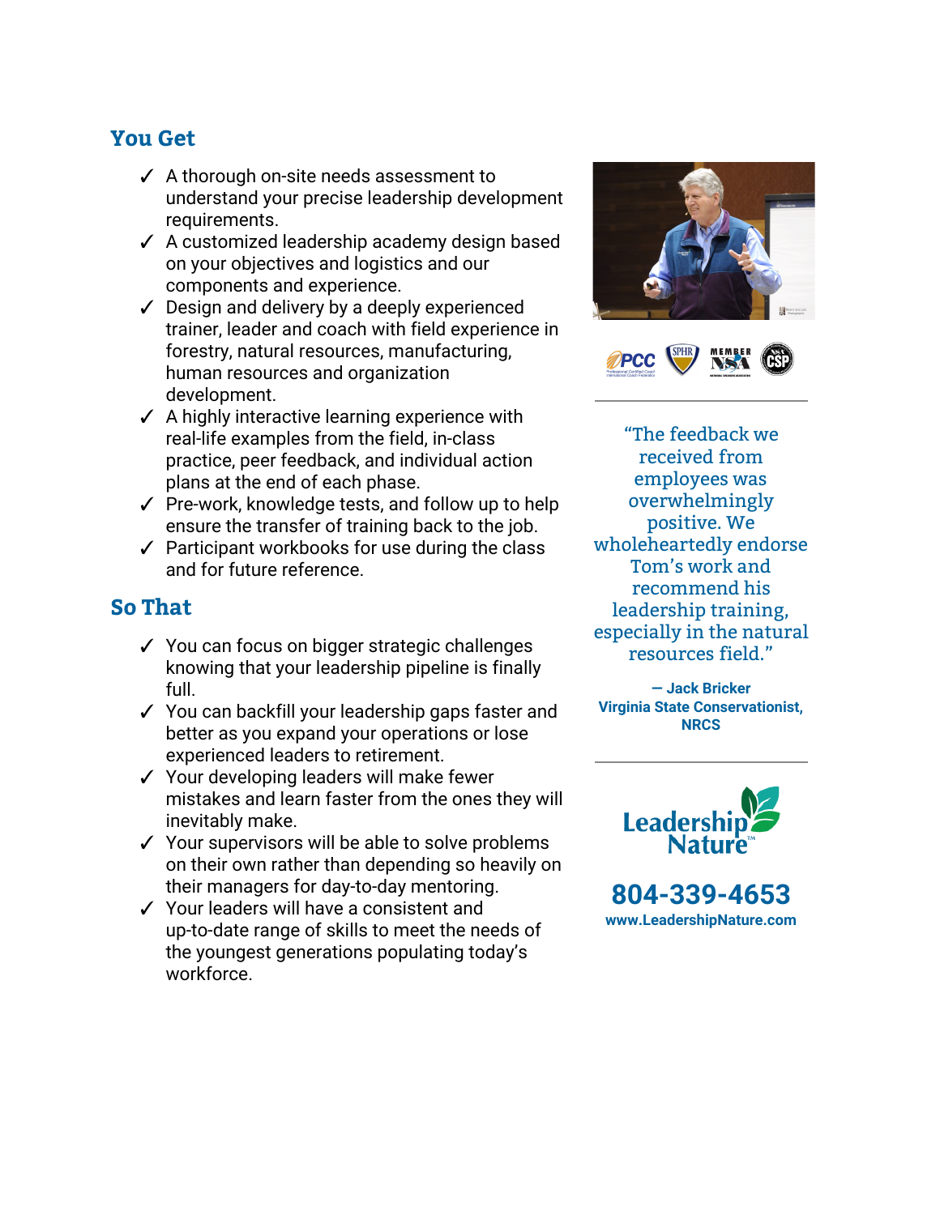## You Get

- ✓ A thorough on-site needs assessment to understand your precise leadership development requirements.
- ✓ A customized leadership academy design based on your objectives and logistics and our components and experience.
- ✓ Design and delivery by a deeply experienced trainer, leader and coach with field experience in forestry, natural resources, manufacturing, human resources and organization development.
- ✓ A highly interactive learning experience with real-life examples from the field, in-class practice, peer feedback, and individual action plans at the end of each phase.
- ✓ Pre-work, knowledge tests, and follow up to help ensure the transfer of training back to the job.
- ✓ Participant workbooks for use during the class and for future reference.

## So That

- ✓ You can focus on bigger strategic challenges knowing that your leadership pipeline is finally full.
- ✓ You can backfill your leadership gaps faster and better as you expand your operations or lose experienced leaders to retirement.
- ✓ Your developing leaders will make fewer mistakes and learn faster from the ones they will inevitably make.
- ✓ Your supervisors will be able to solve problems on their own rather than depending so heavily on their managers for day-to-day mentoring.
- ✓ Your leaders will have a consistent and up-to-date range of skills to meet the needs of the youngest generations populating today's workforce.

"The feedback we received from employees was overwhelmingly positive. We wholeheartedly endorse Tom's work and recommend his leadership training, especially in the natural resources field."

**— Jack Bricker**
**Virginia State Conservationist, NRCS**

Leadership Nature™

**804-339-4653**

**www.LeadershipNature.com**